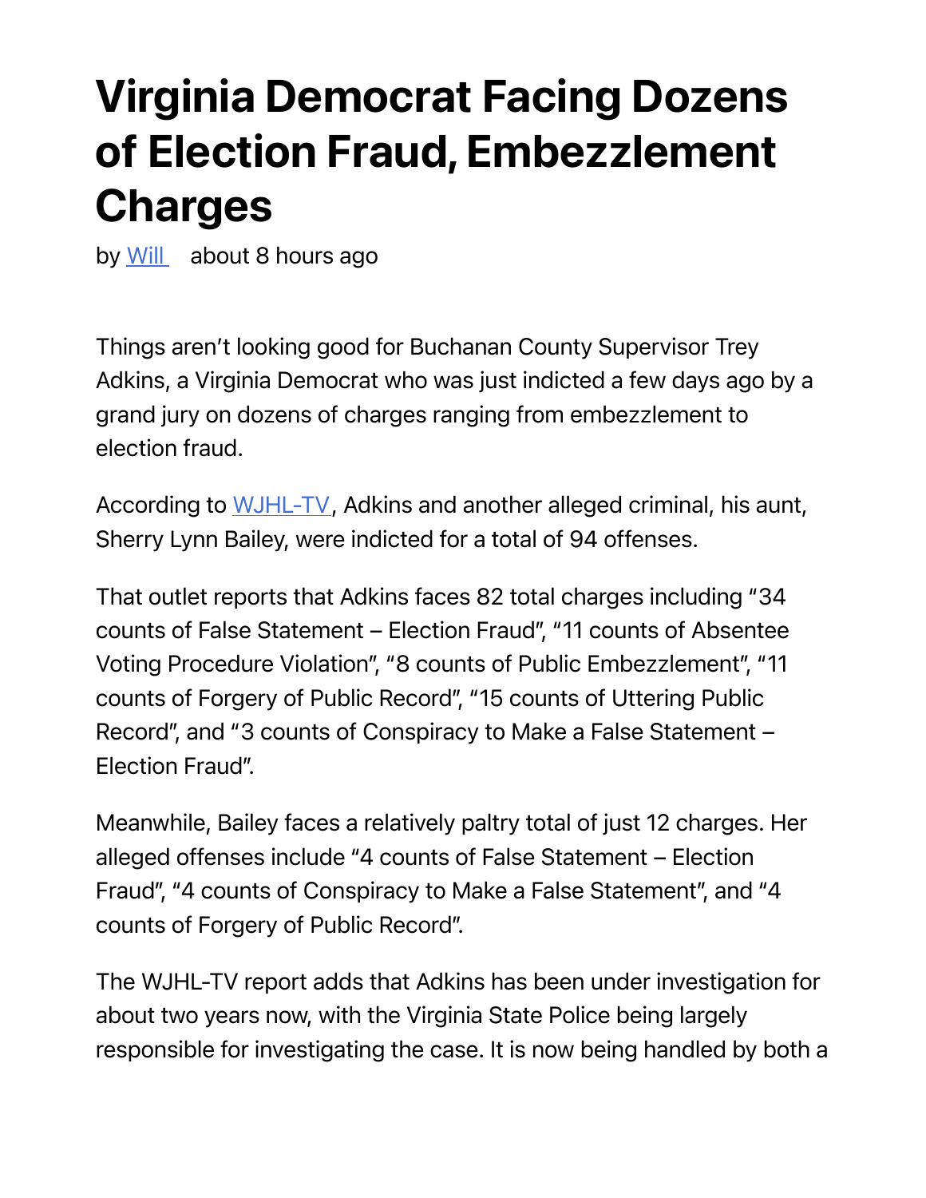# Virginia Democrat Facing Dozens of Election Fraud, Embezzlement Charges

by [Will](#) about 8 hours ago

Things aren't looking good for Buchanan County Supervisor Trey Adkins, a Virginia Democrat who was just indicted a few days ago by a grand jury on dozens of charges ranging from embezzlement to election fraud.

According to [WJHL-TV](#), Adkins and another alleged criminal, his aunt, Sherry Lynn Bailey, were indicted for a total of 94 offenses.

That outlet reports that Adkins faces 82 total charges including "34 counts of False Statement – Election Fraud", "11 counts of Absentee Voting Procedure Violation", "8 counts of Public Embezzlement", "11 counts of Forgery of Public Record", "15 counts of Uttering Public Record", and "3 counts of Conspiracy to Make a False Statement – Election Fraud".

Meanwhile, Bailey faces a relatively paltry total of just 12 charges. Her alleged offenses include "4 counts of False Statement – Election Fraud", "4 counts of Conspiracy to Make a False Statement", and "4 counts of Forgery of Public Record".

The WJHL-TV report adds that Adkins has been under investigation for about two years now, with the Virginia State Police being largely responsible for investigating the case. It is now being handled by both a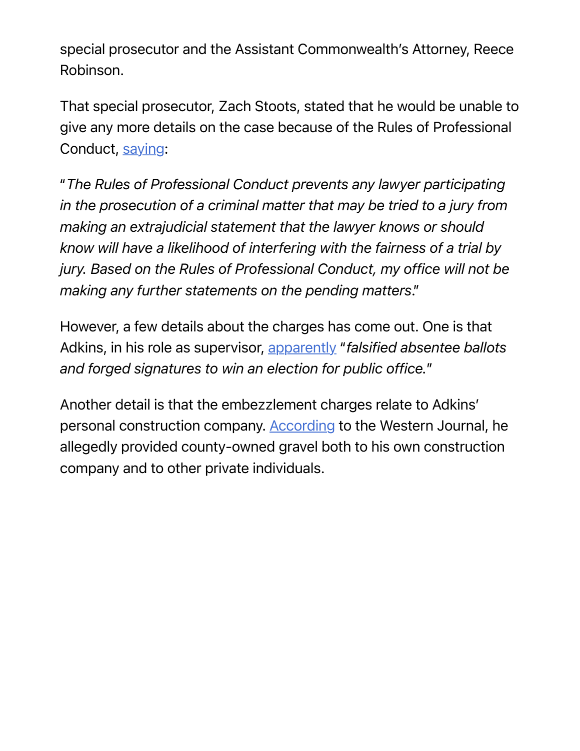special prosecutor and the Assistant Commonwealth's Attorney, Reece Robinson.

That special prosecutor, Zach Stoots, stated that he would be unable to give any more details on the case because of the Rules of Professional Conduct, saying:

"*The Rules of Professional Conduct prevents any lawyer participating in the prosecution of a criminal matter that may be tried to a jury from making an extrajudicial statement that the lawyer knows or should know will have a likelihood of interfering with the fairness of a trial by jury. Based on the Rules of Professional Conduct, my office will not be making any further statements on the pending matters*."

However, a few details about the charges has come out. One is that Adkins, in his role as supervisor, apparently "*falsified absentee ballots and forged signatures to win an election for public office.*"

Another detail is that the embezzlement charges relate to Adkins' personal construction company. According to the Western Journal, he allegedly provided county-owned gravel both to his own construction company and to other private individuals.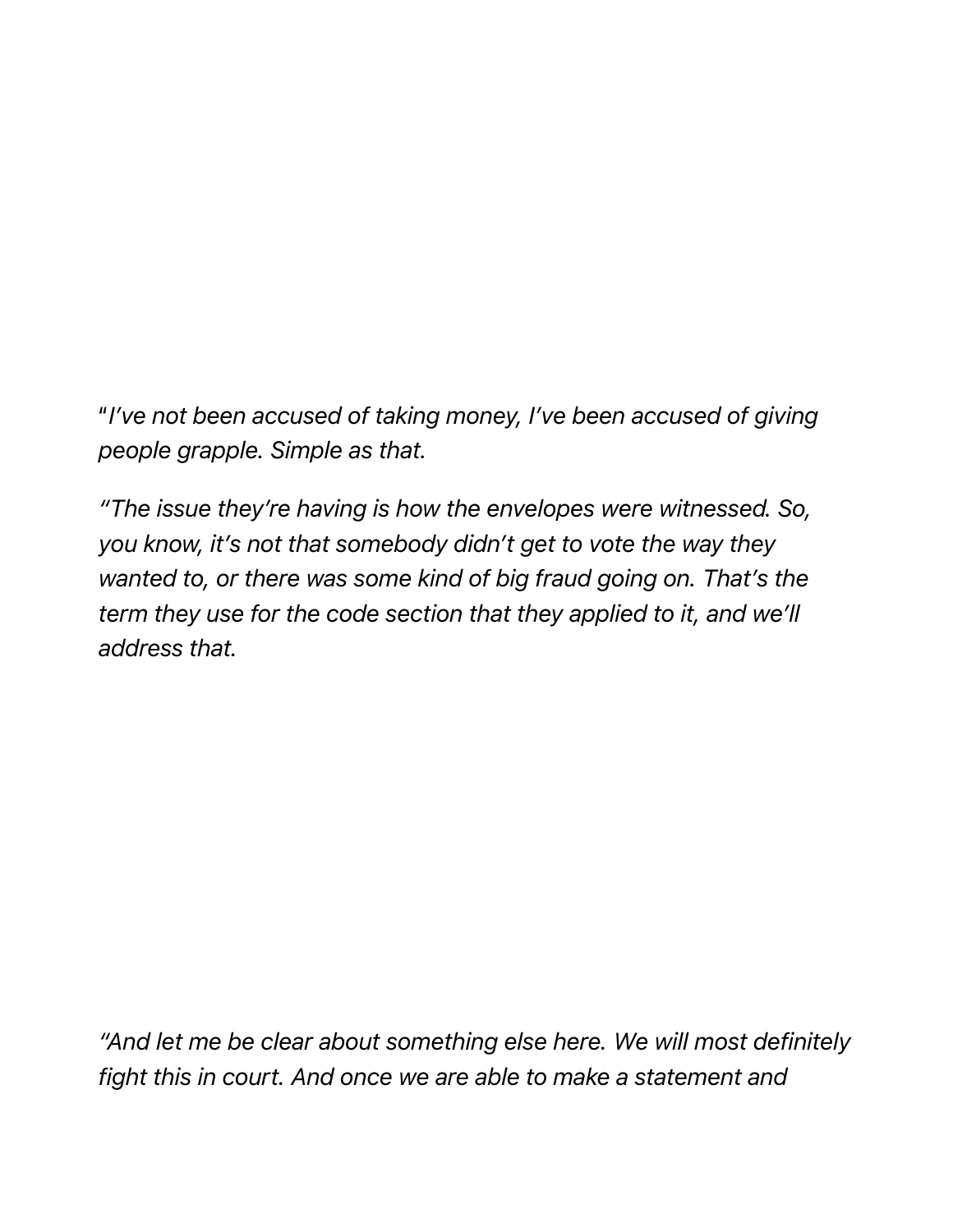*"I've not been accused of taking money, I've been accused of giving people grapple. Simple as that.*

*"The issue they're having is how the envelopes were witnessed. So, you know, it's not that somebody didn't get to vote the way they wanted to, or there was some kind of big fraud going on. That's the term they use for the code section that they applied to it, and we'll address that.*

*"And let me be clear about something else here. We will most definitely fight this in court. And once we are able to make a statement and*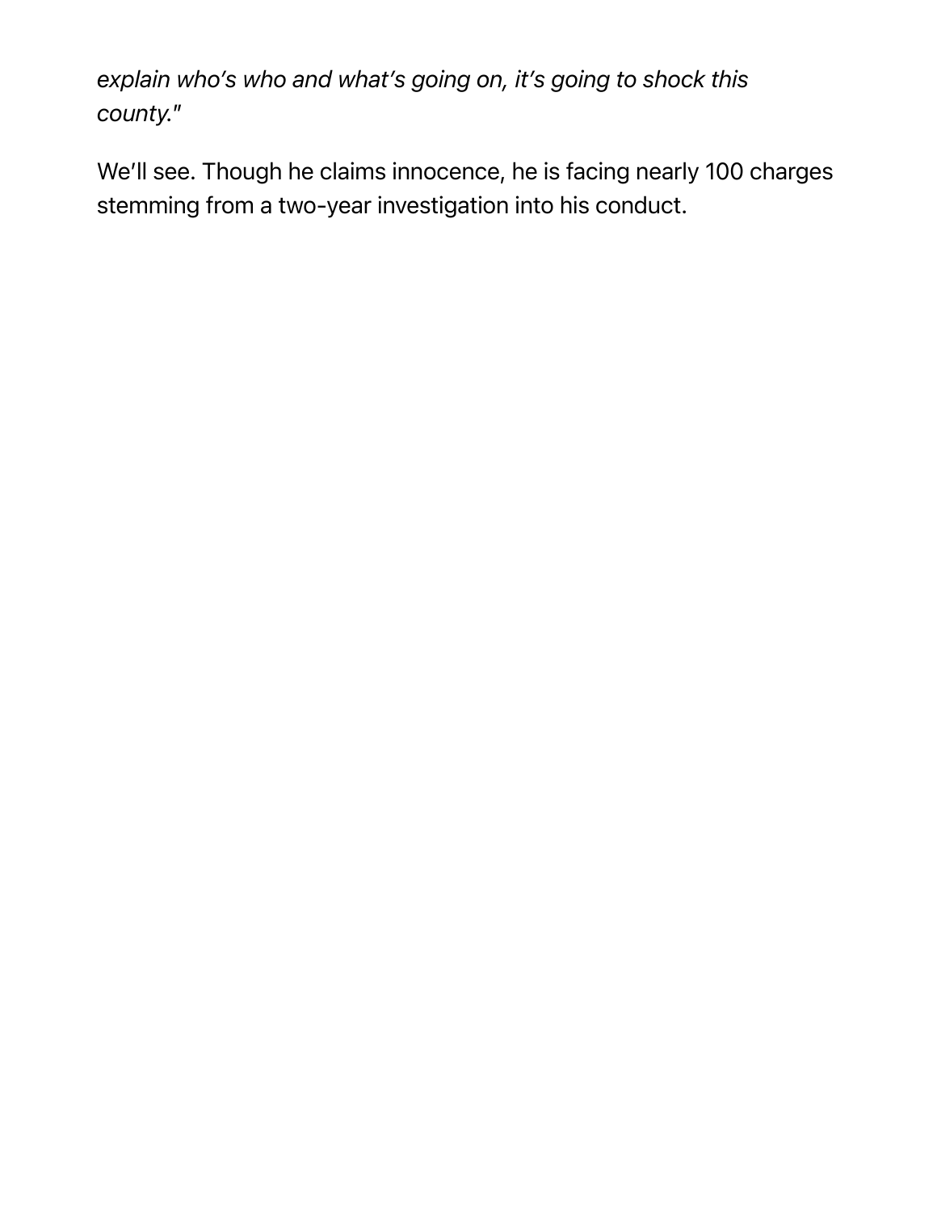*explain who's who and what's going on, it's going to shock this county."*

We'll see. Though he claims innocence, he is facing nearly 100 charges stemming from a two-year investigation into his conduct.